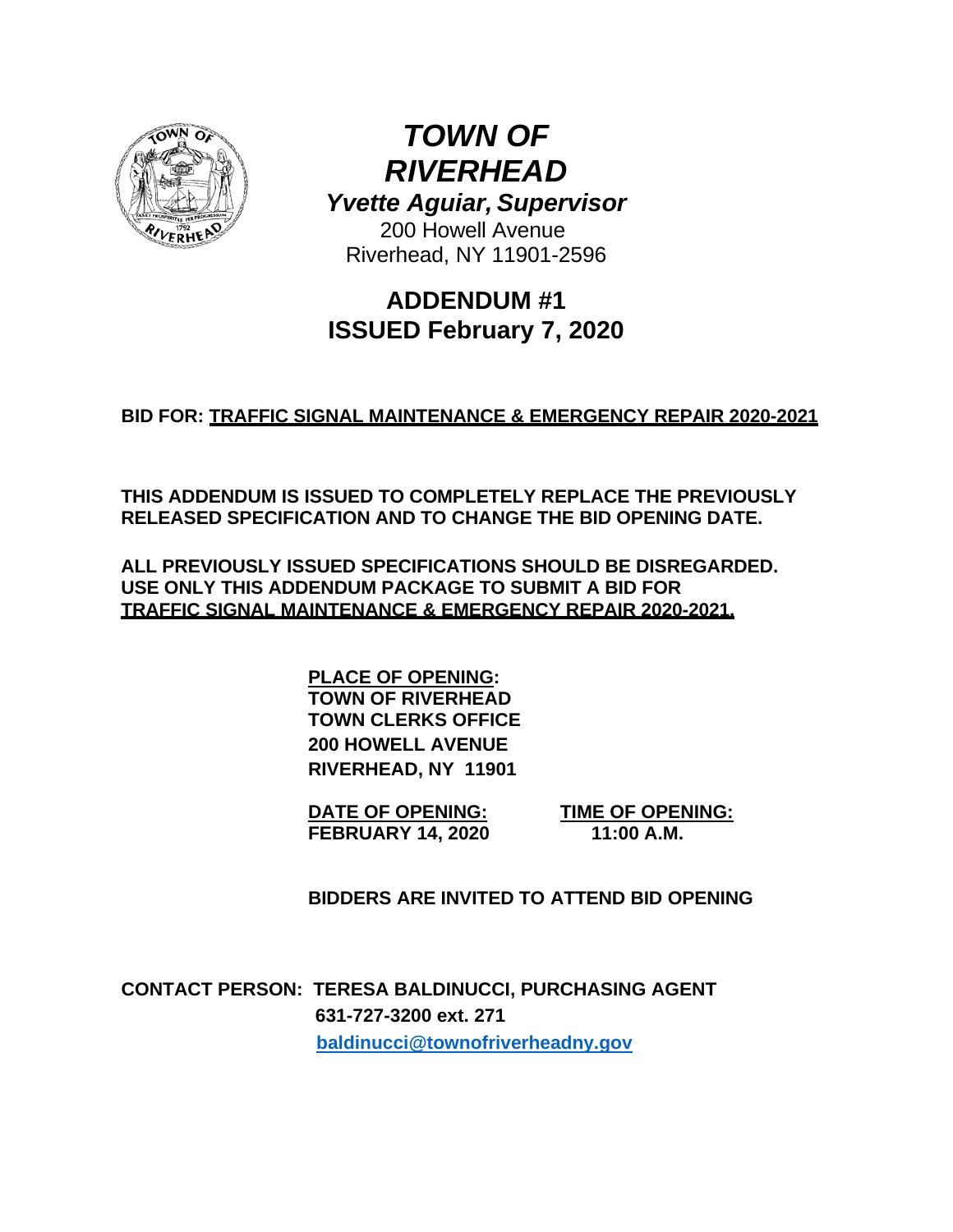# *TOWN OF RIVERHEAD*

***Yvette Aguiar, Supervisor***

200 Howell Avenue
Riverhead, NY 11901-2596

## ADDENDUM #1
## ISSUED February 7, 2020

**BID FOR: TRAFFIC SIGNAL MAINTENANCE & EMERGENCY REPAIR 2020-2021**

**THIS ADDENDUM IS ISSUED TO COMPLETELY REPLACE THE PREVIOUSLY RELEASED SPECIFICATION AND TO CHANGE THE BID OPENING DATE.**

**ALL PREVIOUSLY ISSUED SPECIFICATIONS SHOULD BE DISREGARDED. USE ONLY THIS ADDENDUM PACKAGE TO SUBMIT A BID FOR TRAFFIC SIGNAL MAINTENANCE & EMERGENCY REPAIR 2020-2021.**

**PLACE OF OPENING:**
**TOWN OF RIVERHEAD**
**TOWN CLERKS OFFICE**
**200 HOWELL AVENUE**
**RIVERHEAD, NY 11901**

| DATE OF OPENING: | TIME OF OPENING: |
| --- | --- |
| FEBRUARY 14, 2020 | 11:00 A.M. |

**BIDDERS ARE INVITED TO ATTEND BID OPENING**

**CONTACT PERSON: TERESA BALDINUCCI, PURCHASING AGENT**
**631-727-3200 ext. 271**
**baldinucci@townofriverheadny.gov**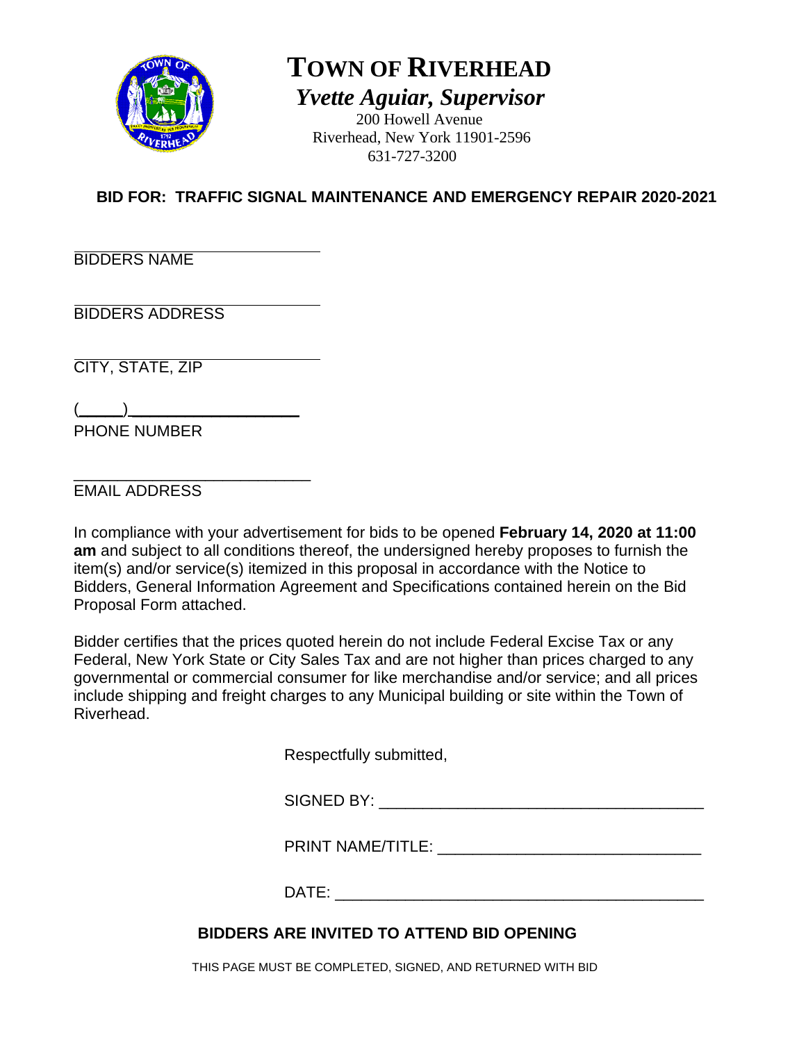# TOWN OF RIVERHEAD

***Yvette Aguiar, Supervisor***

200 Howell Avenue
Riverhead, New York 11901-2596
631-727-3200

**BID FOR: TRAFFIC SIGNAL MAINTENANCE AND EMERGENCY REPAIR 2020-2021**

\_\_\_\_\_\_\_\_\_\_\_\_\_\_\_\_\_\_\_\_\_\_\_\_\_\_\_\_
BIDDERS NAME

\_\_\_\_\_\_\_\_\_\_\_\_\_\_\_\_\_\_\_\_\_\_\_\_\_\_\_\_
BIDDERS ADDRESS

\_\_\_\_\_\_\_\_\_\_\_\_\_\_\_\_\_\_\_\_\_\_\_\_\_\_\_\_
CITY, STATE, ZIP

(\_\_\_\_\_)\_\_\_\_\_\_\_\_\_\_\_\_\_\_\_\_\_\_\_\_
PHONE NUMBER

\_\_\_\_\_\_\_\_\_\_\_\_\_\_\_\_\_\_\_\_\_\_\_\_\_\_\_\_
EMAIL ADDRESS

In compliance with your advertisement for bids to be opened **February 14, 2020 at 11:00 am** and subject to all conditions thereof, the undersigned hereby proposes to furnish the item(s) and/or service(s) itemized in this proposal in accordance with the Notice to Bidders, General Information Agreement and Specifications contained herein on the Bid Proposal Form attached.

Bidder certifies that the prices quoted herein do not include Federal Excise Tax or any Federal, New York State or City Sales Tax and are not higher than prices charged to any governmental or commercial consumer for like merchandise and/or service; and all prices include shipping and freight charges to any Municipal building or site within the Town of Riverhead.

Respectfully submitted,

SIGNED BY: \_\_\_\_\_\_\_\_\_\_\_\_\_\_\_\_\_\_\_\_\_\_\_\_\_\_\_\_\_\_\_\_\_\_\_\_

PRINT NAME/TITLE: \_\_\_\_\_\_\_\_\_\_\_\_\_\_\_\_\_\_\_\_\_\_\_\_\_\_\_\_\_\_

DATE: \_\_\_\_\_\_\_\_\_\_\_\_\_\_\_\_\_\_\_\_\_\_\_\_\_\_\_\_\_\_\_\_\_\_\_\_\_\_\_\_\_\_

**BIDDERS ARE INVITED TO ATTEND BID OPENING**

THIS PAGE MUST BE COMPLETED, SIGNED, AND RETURNED WITH BID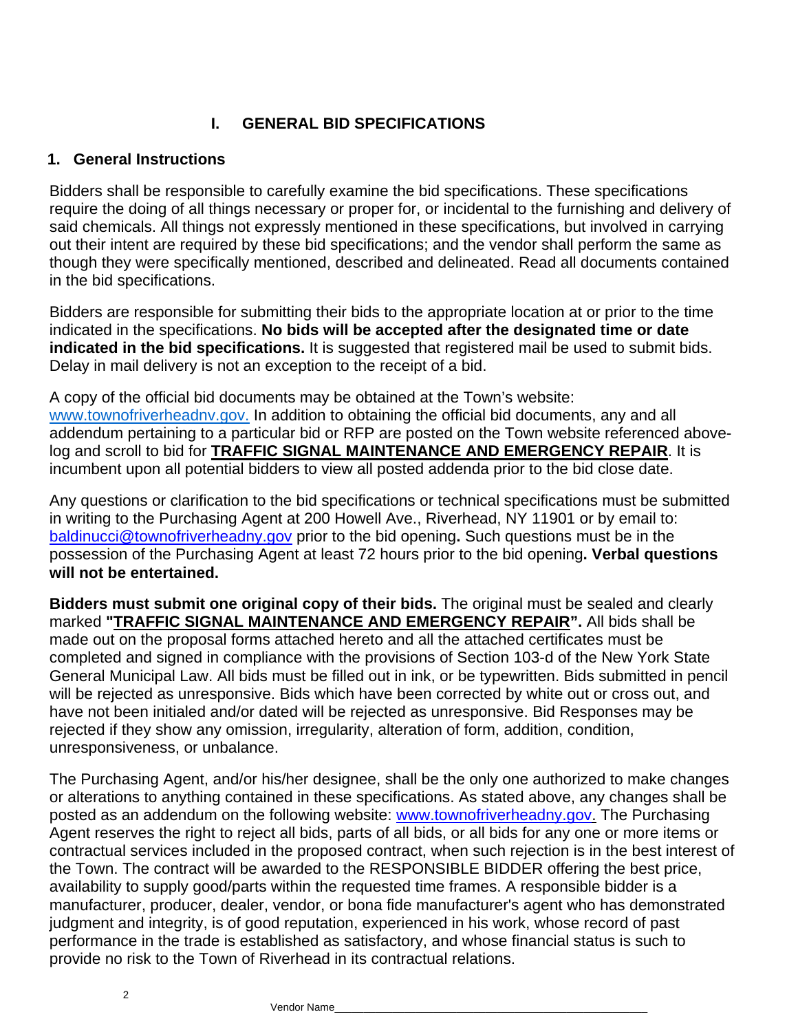## I. GENERAL BID SPECIFICATIONS

### 1. General Instructions

Bidders shall be responsible to carefully examine the bid specifications. These specifications require the doing of all things necessary or proper for, or incidental to the furnishing and delivery of said chemicals. All things not expressly mentioned in these specifications, but involved in carrying out their intent are required by these bid specifications; and the vendor shall perform the same as though they were specifically mentioned, described and delineated. Read all documents contained in the bid specifications.

Bidders are responsible for submitting their bids to the appropriate location at or prior to the time indicated in the specifications. **No bids will be accepted after the designated time or date indicated in the bid specifications.** It is suggested that registered mail be used to submit bids. Delay in mail delivery is not an exception to the receipt of a bid.

A copy of the official bid documents may be obtained at the Town's website: www.townofriverheadnv.gov. In addition to obtaining the official bid documents, any and all addendum pertaining to a particular bid or RFP are posted on the Town website referenced above-log and scroll to bid for **TRAFFIC SIGNAL MAINTENANCE AND EMERGENCY REPAIR**. It is incumbent upon all potential bidders to view all posted addenda prior to the bid close date.

Any questions or clarification to the bid specifications or technical specifications must be submitted in writing to the Purchasing Agent at 200 Howell Ave., Riverhead, NY 11901 or by email to: baldinucci@townofriverheadny.gov prior to the bid opening**.** Such questions must be in the possession of the Purchasing Agent at least 72 hours prior to the bid opening**. Verbal questions will not be entertained.**

**Bidders must submit one original copy of their bids.** The original must be sealed and clearly marked **"TRAFFIC SIGNAL MAINTENANCE AND EMERGENCY REPAIR".** All bids shall be made out on the proposal forms attached hereto and all the attached certificates must be completed and signed in compliance with the provisions of Section 103-d of the New York State General Municipal Law. All bids must be filled out in ink, or be typewritten. Bids submitted in pencil will be rejected as unresponsive. Bids which have been corrected by white out or cross out, and have not been initialed and/or dated will be rejected as unresponsive. Bid Responses may be rejected if they show any omission, irregularity, alteration of form, addition, condition, unresponsiveness, or unbalance.

The Purchasing Agent, and/or his/her designee, shall be the only one authorized to make changes or alterations to anything contained in these specifications. As stated above, any changes shall be posted as an addendum on the following website: www.townofriverheadny.gov. The Purchasing Agent reserves the right to reject all bids, parts of all bids, or all bids for any one or more items or contractual services included in the proposed contract, when such rejection is in the best interest of the Town. The contract will be awarded to the RESPONSIBLE BIDDER offering the best price, availability to supply good/parts within the requested time frames. A responsible bidder is a manufacturer, producer, dealer, vendor, or bona fide manufacturer's agent who has demonstrated judgment and integrity, is of good reputation, experienced in his work, whose record of past performance in the trade is established as satisfactory, and whose financial status is such to provide no risk to the Town of Riverhead in its contractual relations.

Vendor Name_______________________________________________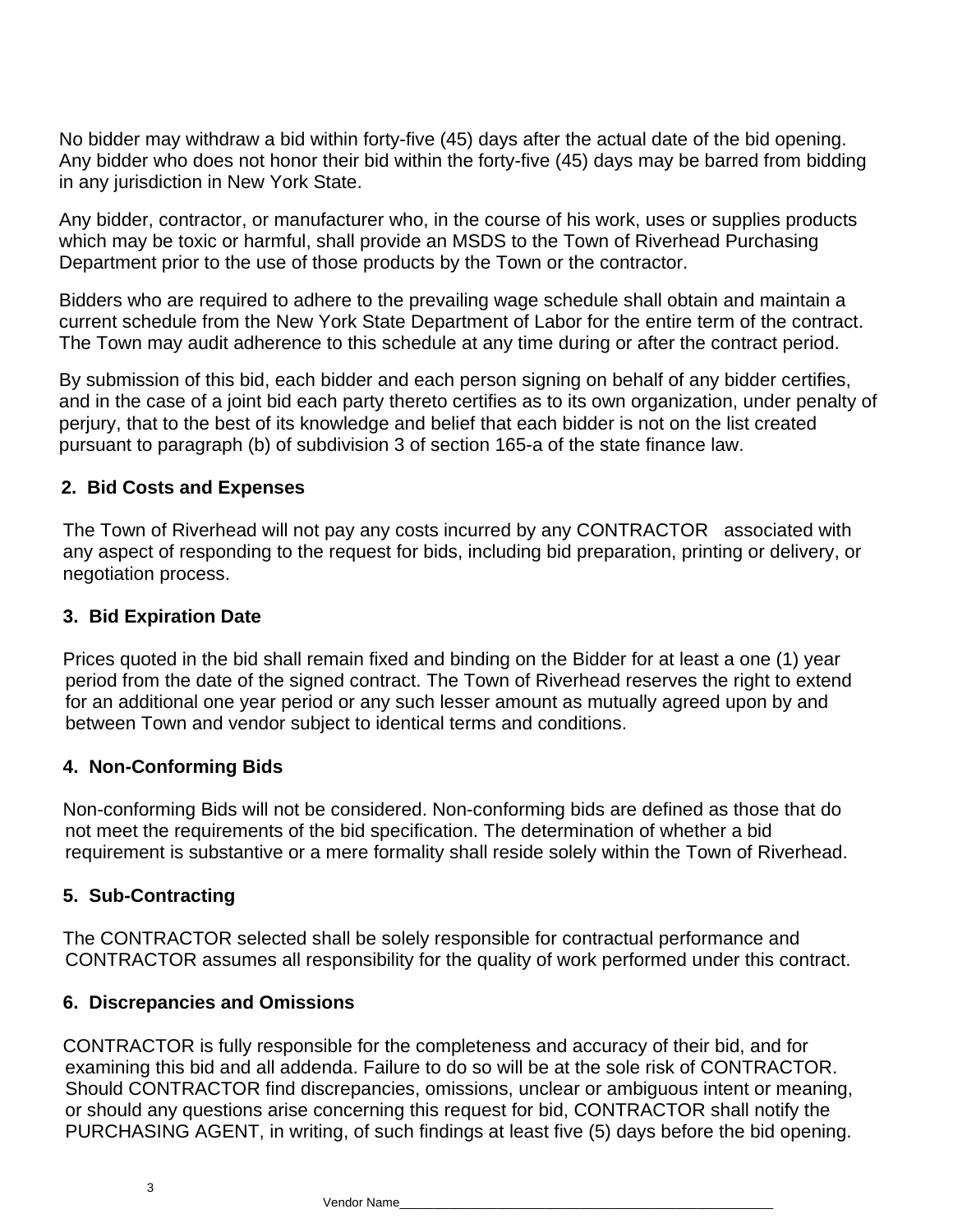No bidder may withdraw a bid within forty-five (45) days after the actual date of the bid opening. Any bidder who does not honor their bid within the forty-five (45) days may be barred from bidding in any jurisdiction in New York State.

Any bidder, contractor, or manufacturer who, in the course of his work, uses or supplies products which may be toxic or harmful, shall provide an MSDS to the Town of Riverhead Purchasing Department prior to the use of those products by the Town or the contractor.

Bidders who are required to adhere to the prevailing wage schedule shall obtain and maintain a current schedule from the New York State Department of Labor for the entire term of the contract. The Town may audit adherence to this schedule at any time during or after the contract period.

By submission of this bid, each bidder and each person signing on behalf of any bidder certifies, and in the case of a joint bid each party thereto certifies as to its own organization, under penalty of perjury, that to the best of its knowledge and belief that each bidder is not on the list created pursuant to paragraph (b) of subdivision 3 of section 165-a of the state finance law.

**2. Bid Costs and Expenses**

The Town of Riverhead will not pay any costs incurred by any CONTRACTOR associated with any aspect of responding to the request for bids, including bid preparation, printing or delivery, or negotiation process.

**3. Bid Expiration Date**

Prices quoted in the bid shall remain fixed and binding on the Bidder for at least a one (1) year period from the date of the signed contract. The Town of Riverhead reserves the right to extend for an additional one year period or any such lesser amount as mutually agreed upon by and between Town and vendor subject to identical terms and conditions.

**4. Non-Conforming Bids**

Non-conforming Bids will not be considered. Non-conforming bids are defined as those that do not meet the requirements of the bid specification. The determination of whether a bid requirement is substantive or a mere formality shall reside solely within the Town of Riverhead.

**5. Sub-Contracting**

The CONTRACTOR selected shall be solely responsible for contractual performance and CONTRACTOR assumes all responsibility for the quality of work performed under this contract.

**6. Discrepancies and Omissions**

CONTRACTOR is fully responsible for the completeness and accuracy of their bid, and for examining this bid and all addenda. Failure to do so will be at the sole risk of CONTRACTOR. Should CONTRACTOR find discrepancies, omissions, unclear or ambiguous intent or meaning, or should any questions arise concerning this request for bid, CONTRACTOR shall notify the PURCHASING AGENT, in writing, of such findings at least five (5) days before the bid opening.

Vendor Name___________________________________________________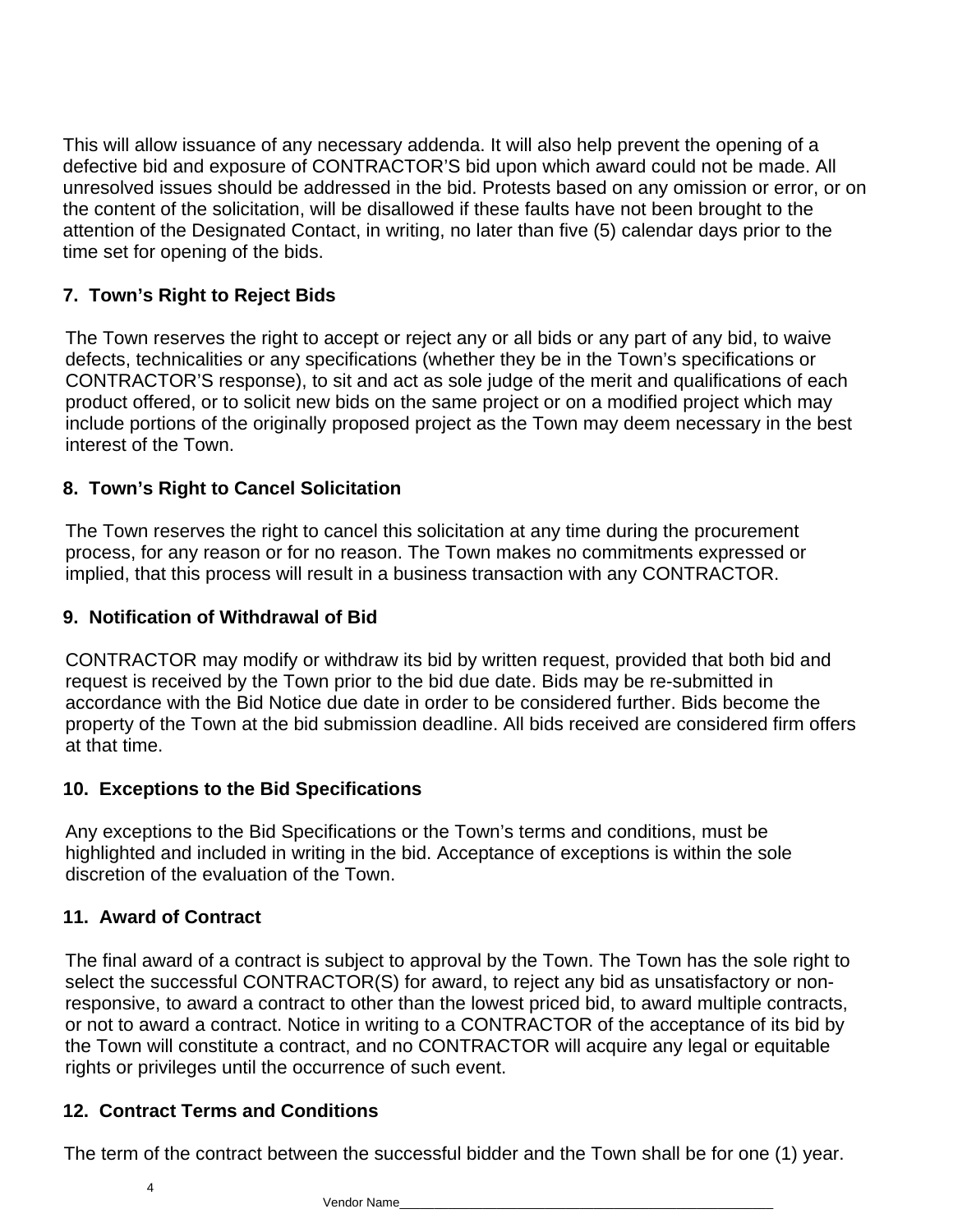This will allow issuance of any necessary addenda. It will also help prevent the opening of a defective bid and exposure of CONTRACTOR'S bid upon which award could not be made. All unresolved issues should be addressed in the bid. Protests based on any omission or error, or on the content of the solicitation, will be disallowed if these faults have not been brought to the attention of the Designated Contact, in writing, no later than five (5) calendar days prior to the time set for opening of the bids.

### 7. Town's Right to Reject Bids

The Town reserves the right to accept or reject any or all bids or any part of any bid, to waive defects, technicalities or any specifications (whether they be in the Town's specifications or CONTRACTOR'S response), to sit and act as sole judge of the merit and qualifications of each product offered, or to solicit new bids on the same project or on a modified project which may include portions of the originally proposed project as the Town may deem necessary in the best interest of the Town.

### 8. Town's Right to Cancel Solicitation

The Town reserves the right to cancel this solicitation at any time during the procurement process, for any reason or for no reason. The Town makes no commitments expressed or implied, that this process will result in a business transaction with any CONTRACTOR.

### 9. Notification of Withdrawal of Bid

CONTRACTOR may modify or withdraw its bid by written request, provided that both bid and request is received by the Town prior to the bid due date. Bids may be re-submitted in accordance with the Bid Notice due date in order to be considered further. Bids become the property of the Town at the bid submission deadline. All bids received are considered firm offers at that time.

### 10. Exceptions to the Bid Specifications

Any exceptions to the Bid Specifications or the Town's terms and conditions, must be highlighted and included in writing in the bid. Acceptance of exceptions is within the sole discretion of the evaluation of the Town.

### 11. Award of Contract

The final award of a contract is subject to approval by the Town. The Town has the sole right to select the successful CONTRACTOR(S) for award, to reject any bid as unsatisfactory or non-responsive, to award a contract to other than the lowest priced bid, to award multiple contracts, or not to award a contract. Notice in writing to a CONTRACTOR of the acceptance of its bid by the Town will constitute a contract, and no CONTRACTOR will acquire any legal or equitable rights or privileges until the occurrence of such event.

### 12. Contract Terms and Conditions

The term of the contract between the successful bidder and the Town shall be for one (1) year.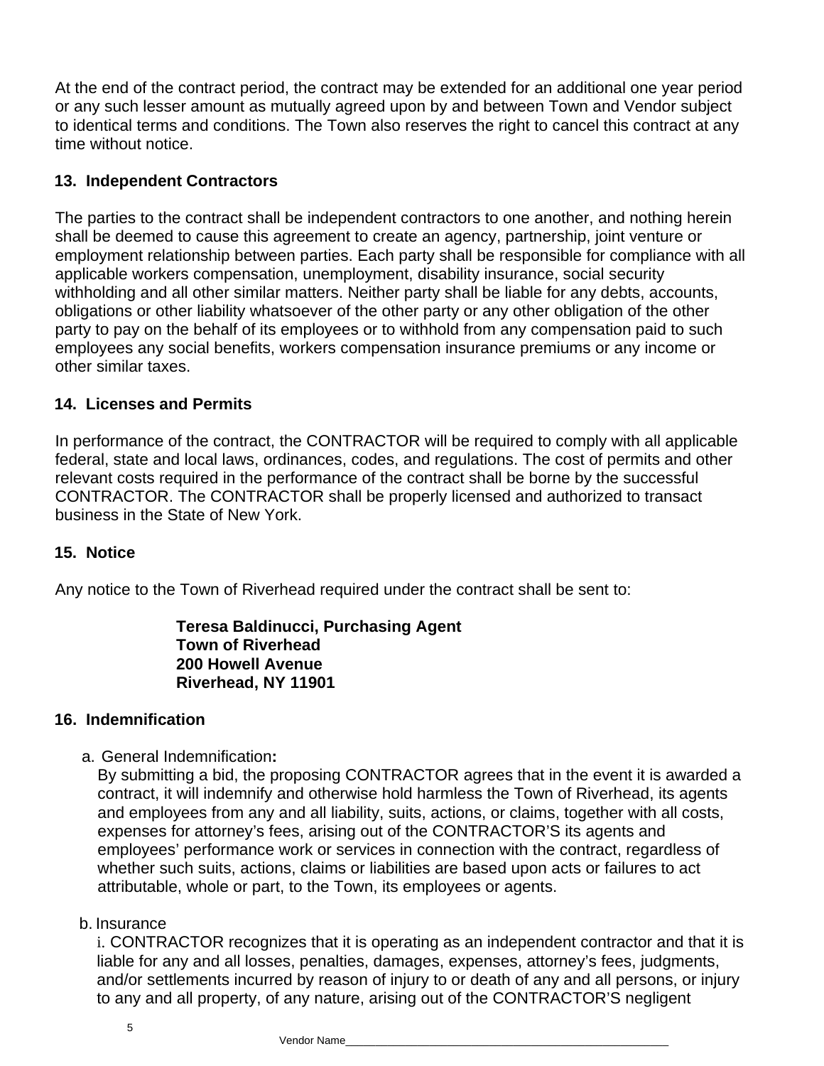At the end of the contract period, the contract may be extended for an additional one year period or any such lesser amount as mutually agreed upon by and between Town and Vendor subject to identical terms and conditions. The Town also reserves the right to cancel this contract at any time without notice.

## 13. Independent Contractors

The parties to the contract shall be independent contractors to one another, and nothing herein shall be deemed to cause this agreement to create an agency, partnership, joint venture or employment relationship between parties. Each party shall be responsible for compliance with all applicable workers compensation, unemployment, disability insurance, social security withholding and all other similar matters. Neither party shall be liable for any debts, accounts, obligations or other liability whatsoever of the other party or any other obligation of the other party to pay on the behalf of its employees or to withhold from any compensation paid to such employees any social benefits, workers compensation insurance premiums or any income or other similar taxes.

## 14. Licenses and Permits

In performance of the contract, the CONTRACTOR will be required to comply with all applicable federal, state and local laws, ordinances, codes, and regulations. The cost of permits and other relevant costs required in the performance of the contract shall be borne by the successful CONTRACTOR. The CONTRACTOR shall be properly licensed and authorized to transact business in the State of New York.

## 15. Notice

Any notice to the Town of Riverhead required under the contract shall be sent to:

**Teresa Baldinucci, Purchasing Agent**
**Town of Riverhead**
**200 Howell Avenue**
**Riverhead, NY 11901**

## 16. Indemnification

a. General Indemnification**:**
By submitting a bid, the proposing CONTRACTOR agrees that in the event it is awarded a contract, it will indemnify and otherwise hold harmless the Town of Riverhead, its agents and employees from any and all liability, suits, actions, or claims, together with all costs, expenses for attorney's fees, arising out of the CONTRACTOR'S its agents and employees' performance work or services in connection with the contract, regardless of whether such suits, actions, claims or liabilities are based upon acts or failures to act attributable, whole or part, to the Town, its employees or agents.

b. Insurance
i. CONTRACTOR recognizes that it is operating as an independent contractor and that it is liable for any and all losses, penalties, damages, expenses, attorney's fees, judgments, and/or settlements incurred by reason of injury to or death of any and all persons, or injury to any and all property, of any nature, arising out of the CONTRACTOR'S negligent

Vendor Name____________________________________________________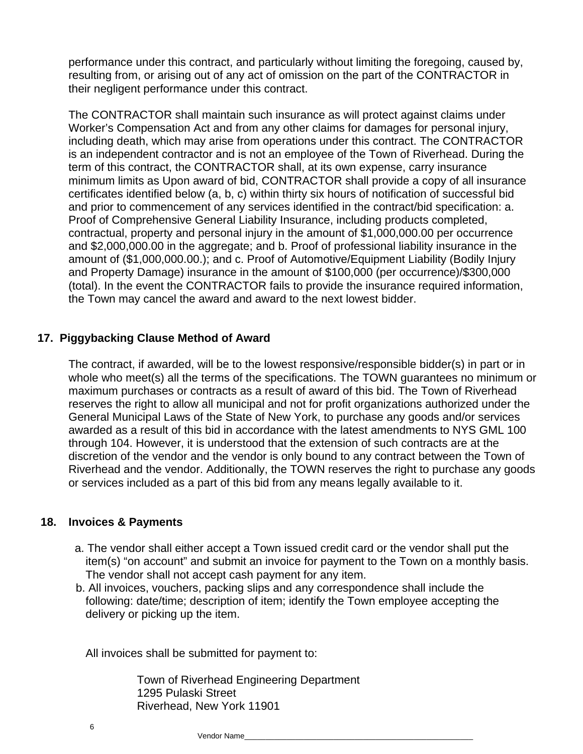performance under this contract, and particularly without limiting the foregoing, caused by, resulting from, or arising out of any act of omission on the part of the CONTRACTOR in their negligent performance under this contract.

The CONTRACTOR shall maintain such insurance as will protect against claims under Worker's Compensation Act and from any other claims for damages for personal injury, including death, which may arise from operations under this contract. The CONTRACTOR is an independent contractor and is not an employee of the Town of Riverhead. During the term of this contract, the CONTRACTOR shall, at its own expense, carry insurance minimum limits as Upon award of bid, CONTRACTOR shall provide a copy of all insurance certificates identified below (a, b, c) within thirty six hours of notification of successful bid and prior to commencement of any services identified in the contract/bid specification: a. Proof of Comprehensive General Liability Insurance, including products completed, contractual, property and personal injury in the amount of $1,000,000.00 per occurrence and $2,000,000.00 in the aggregate; and b. Proof of professional liability insurance in the amount of ($1,000,000.00.); and c. Proof of Automotive/Equipment Liability (Bodily Injury and Property Damage) insurance in the amount of $100,000 (per occurrence)/$300,000 (total). In the event the CONTRACTOR fails to provide the insurance required information, the Town may cancel the award and award to the next lowest bidder.

## 17. Piggybacking Clause Method of Award

The contract, if awarded, will be to the lowest responsive/responsible bidder(s) in part or in whole who meet(s) all the terms of the specifications. The TOWN guarantees no minimum or maximum purchases or contracts as a result of award of this bid. The Town of Riverhead reserves the right to allow all municipal and not for profit organizations authorized under the General Municipal Laws of the State of New York, to purchase any goods and/or services awarded as a result of this bid in accordance with the latest amendments to NYS GML 100 through 104. However, it is understood that the extension of such contracts are at the discretion of the vendor and the vendor is only bound to any contract between the Town of Riverhead and the vendor. Additionally, the TOWN reserves the right to purchase any goods or services included as a part of this bid from any means legally available to it.

## 18. Invoices & Payments

a. The vendor shall either accept a Town issued credit card or the vendor shall put the item(s) "on account" and submit an invoice for payment to the Town on a monthly basis. The vendor shall not accept cash payment for any item.

b. All invoices, vouchers, packing slips and any correspondence shall include the following: date/time; description of item; identify the Town employee accepting the delivery or picking up the item.

All invoices shall be submitted for payment to:

Town of Riverhead Engineering Department
1295 Pulaski Street
Riverhead, New York 11901

Vendor Name\_\_\_\_\_\_\_\_\_\_\_\_\_\_\_\_\_\_\_\_\_\_\_\_\_\_\_\_\_\_\_\_\_\_\_\_\_\_\_\_\_\_\_\_\_\_\_\_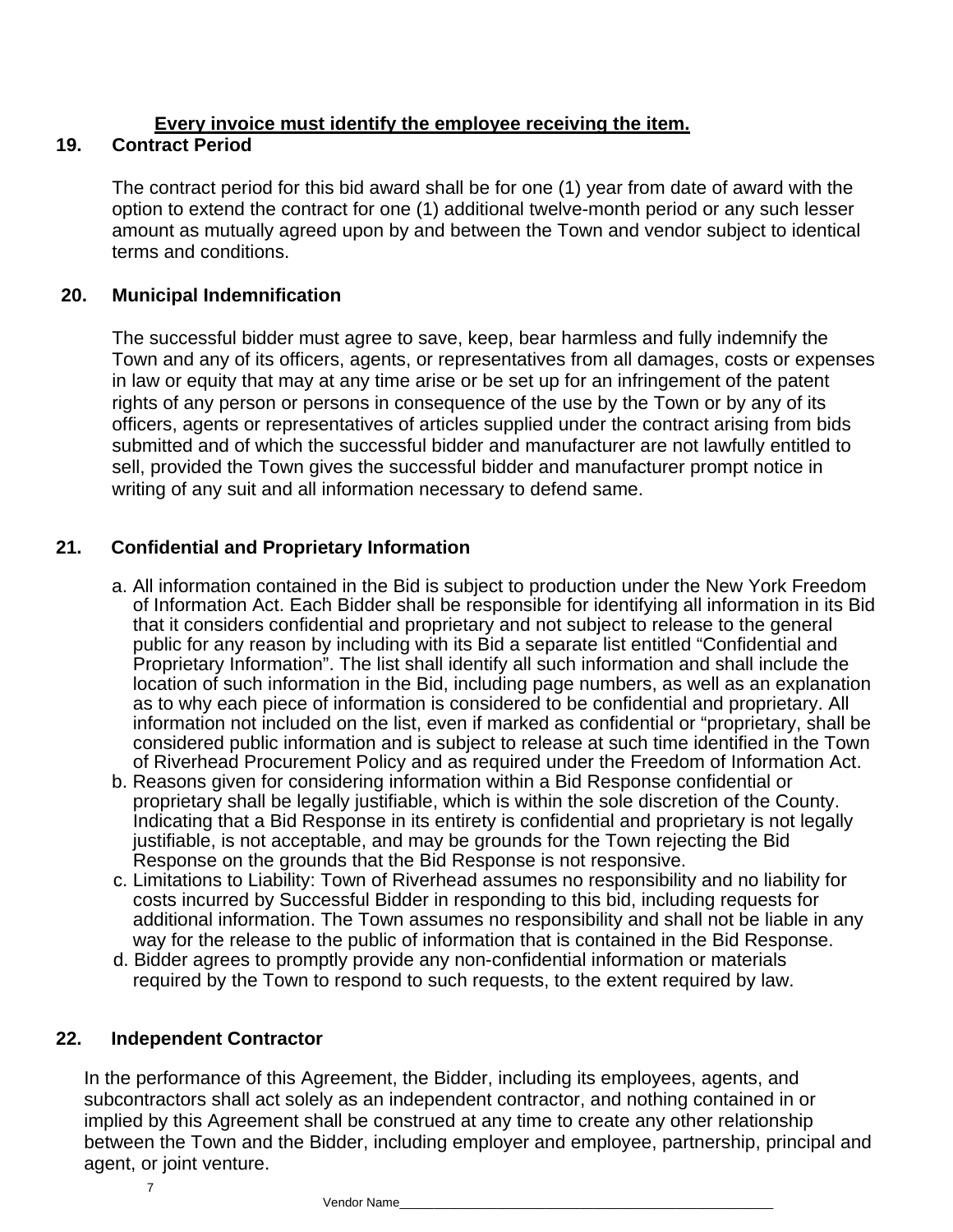**<u>Every invoice must identify the employee receiving the item.</u>**

**19. Contract Period**

The contract period for this bid award shall be for one (1) year from date of award with the option to extend the contract for one (1) additional twelve-month period or any such lesser amount as mutually agreed upon by and between the Town and vendor subject to identical terms and conditions.

**20. Municipal Indemnification**

The successful bidder must agree to save, keep, bear harmless and fully indemnify the Town and any of its officers, agents, or representatives from all damages, costs or expenses in law or equity that may at any time arise or be set up for an infringement of the patent rights of any person or persons in consequence of the use by the Town or by any of its officers, agents or representatives of articles supplied under the contract arising from bids submitted and of which the successful bidder and manufacturer are not lawfully entitled to sell, provided the Town gives the successful bidder and manufacturer prompt notice in writing of any suit and all information necessary to defend same.

**21. Confidential and Proprietary Information**

a. All information contained in the Bid is subject to production under the New York Freedom of Information Act. Each Bidder shall be responsible for identifying all information in its Bid that it considers confidential and proprietary and not subject to release to the general public for any reason by including with its Bid a separate list entitled "Confidential and Proprietary Information". The list shall identify all such information and shall include the location of such information in the Bid, including page numbers, as well as an explanation as to why each piece of information is considered to be confidential and proprietary. All information not included on the list, even if marked as confidential or "proprietary, shall be considered public information and is subject to release at such time identified in the Town of Riverhead Procurement Policy and as required under the Freedom of Information Act.

b. Reasons given for considering information within a Bid Response confidential or proprietary shall be legally justifiable, which is within the sole discretion of the County. Indicating that a Bid Response in its entirety is confidential and proprietary is not legally justifiable, is not acceptable, and may be grounds for the Town rejecting the Bid Response on the grounds that the Bid Response is not responsive.

c. Limitations to Liability: Town of Riverhead assumes no responsibility and no liability for costs incurred by Successful Bidder in responding to this bid, including requests for additional information. The Town assumes no responsibility and shall not be liable in any way for the release to the public of information that is contained in the Bid Response.

d. Bidder agrees to promptly provide any non-confidential information or materials required by the Town to respond to such requests, to the extent required by law.

**22. Independent Contractor**

In the performance of this Agreement, the Bidder, including its employees, agents, and subcontractors shall act solely as an independent contractor, and nothing contained in or implied by this Agreement shall be construed at any time to create any other relationship between the Town and the Bidder, including employer and employee, partnership, principal and agent, or joint venture.

Vendor Name___________________________________________________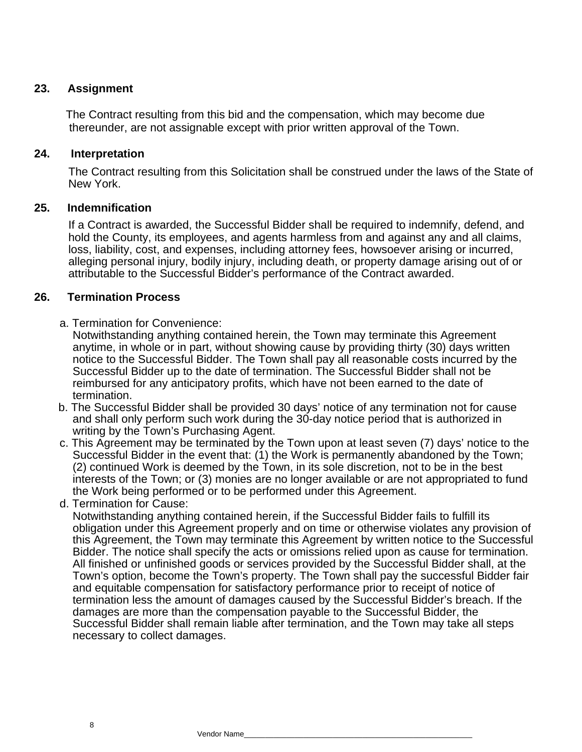## 23. Assignment

The Contract resulting from this bid and the compensation, which may become due thereunder, are not assignable except with prior written approval of the Town.

## 24. Interpretation

The Contract resulting from this Solicitation shall be construed under the laws of the State of New York.

## 25. Indemnification

If a Contract is awarded, the Successful Bidder shall be required to indemnify, defend, and hold the County, its employees, and agents harmless from and against any and all claims, loss, liability, cost, and expenses, including attorney fees, howsoever arising or incurred, alleging personal injury, bodily injury, including death, or property damage arising out of or attributable to the Successful Bidder's performance of the Contract awarded.

## 26. Termination Process

a. Termination for Convenience:
   Notwithstanding anything contained herein, the Town may terminate this Agreement anytime, in whole or in part, without showing cause by providing thirty (30) days written notice to the Successful Bidder. The Town shall pay all reasonable costs incurred by the Successful Bidder up to the date of termination. The Successful Bidder shall not be reimbursed for any anticipatory profits, which have not been earned to the date of termination.

b. The Successful Bidder shall be provided 30 days' notice of any termination not for cause and shall only perform such work during the 30-day notice period that is authorized in writing by the Town's Purchasing Agent.

c. This Agreement may be terminated by the Town upon at least seven (7) days' notice to the Successful Bidder in the event that: (1) the Work is permanently abandoned by the Town; (2) continued Work is deemed by the Town, in its sole discretion, not to be in the best interests of the Town; or (3) monies are no longer available or are not appropriated to fund the Work being performed or to be performed under this Agreement.

d. Termination for Cause:
   Notwithstanding anything contained herein, if the Successful Bidder fails to fulfill its obligation under this Agreement properly and on time or otherwise violates any provision of this Agreement, the Town may terminate this Agreement by written notice to the Successful Bidder. The notice shall specify the acts or omissions relied upon as cause for termination. All finished or unfinished goods or services provided by the Successful Bidder shall, at the Town's option, become the Town's property. The Town shall pay the successful Bidder fair and equitable compensation for satisfactory performance prior to receipt of notice of termination less the amount of damages caused by the Successful Bidder's breach. If the damages are more than the compensation payable to the Successful Bidder, the Successful Bidder shall remain liable after termination, and the Town may take all steps necessary to collect damages.

Vendor Name_______________________________________________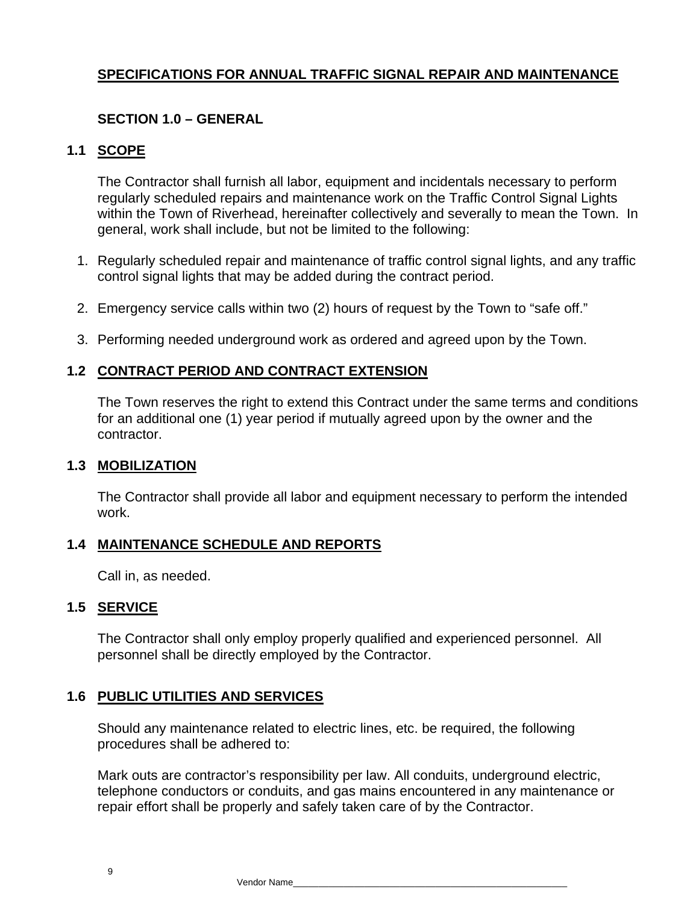# SPECIFICATIONS FOR ANNUAL TRAFFIC SIGNAL REPAIR AND MAINTENANCE

## SECTION 1.0 – GENERAL

### 1.1 SCOPE

The Contractor shall furnish all labor, equipment and incidentals necessary to perform regularly scheduled repairs and maintenance work on the Traffic Control Signal Lights within the Town of Riverhead, hereinafter collectively and severally to mean the Town. In general, work shall include, but not be limited to the following:

1. Regularly scheduled repair and maintenance of traffic control signal lights, and any traffic control signal lights that may be added during the contract period.
2. Emergency service calls within two (2) hours of request by the Town to "safe off."
3. Performing needed underground work as ordered and agreed upon by the Town.

### 1.2 CONTRACT PERIOD AND CONTRACT EXTENSION

The Town reserves the right to extend this Contract under the same terms and conditions for an additional one (1) year period if mutually agreed upon by the owner and the contractor.

### 1.3 MOBILIZATION

The Contractor shall provide all labor and equipment necessary to perform the intended work.

### 1.4 MAINTENANCE SCHEDULE AND REPORTS

Call in, as needed.

### 1.5 SERVICE

The Contractor shall only employ properly qualified and experienced personnel. All personnel shall be directly employed by the Contractor.

### 1.6 PUBLIC UTILITIES AND SERVICES

Should any maintenance related to electric lines, etc. be required, the following procedures shall be adhered to:

Mark outs are contractor's responsibility per law. All conduits, underground electric, telephone conductors or conduits, and gas mains encountered in any maintenance or repair effort shall be properly and safely taken care of by the Contractor.

Vendor Name___________________________________________________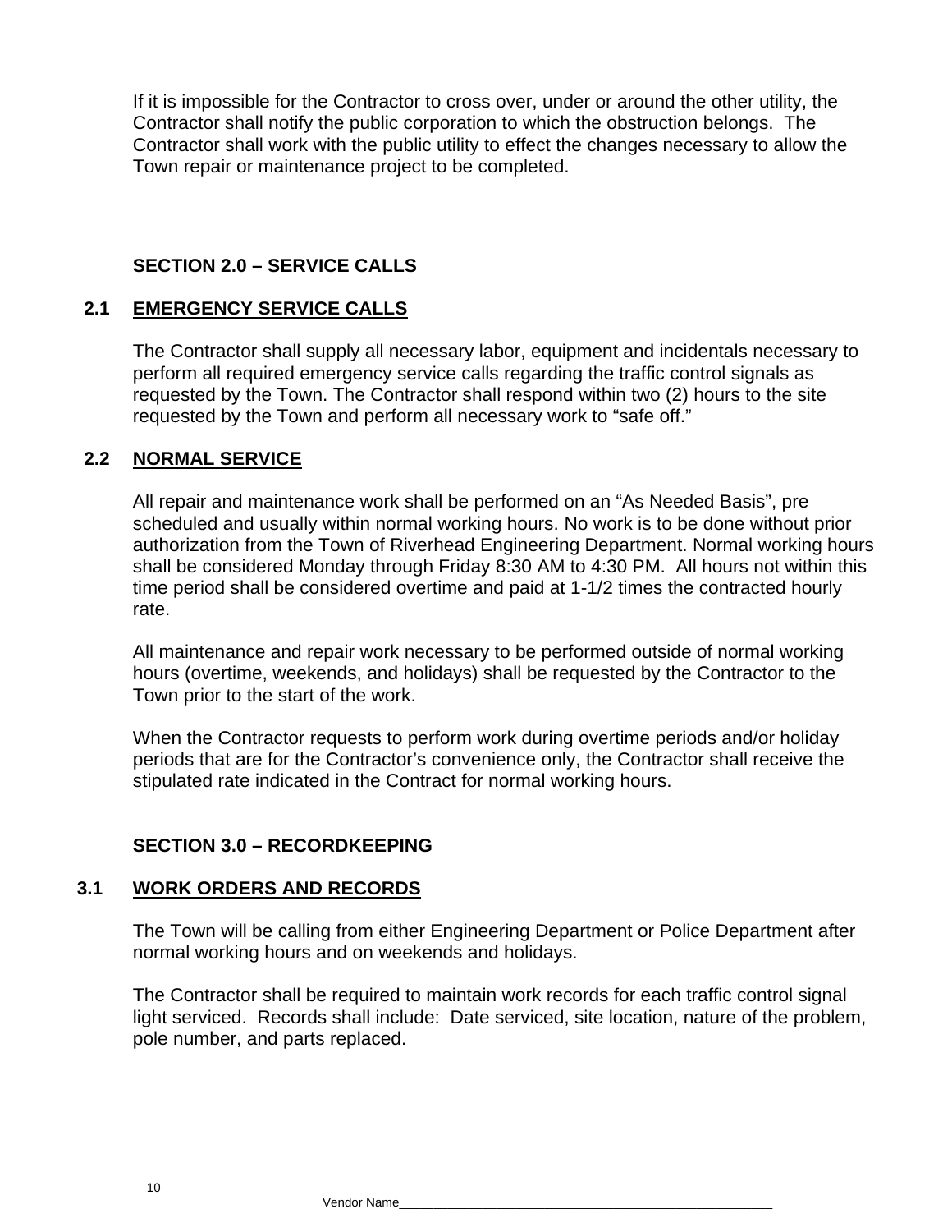If it is impossible for the Contractor to cross over, under or around the other utility, the Contractor shall notify the public corporation to which the obstruction belongs. The Contractor shall work with the public utility to effect the changes necessary to allow the Town repair or maintenance project to be completed.

## SECTION 2.0 – SERVICE CALLS

### 2.1 EMERGENCY SERVICE CALLS

The Contractor shall supply all necessary labor, equipment and incidentals necessary to perform all required emergency service calls regarding the traffic control signals as requested by the Town. The Contractor shall respond within two (2) hours to the site requested by the Town and perform all necessary work to "safe off."

### 2.2 NORMAL SERVICE

All repair and maintenance work shall be performed on an "As Needed Basis", pre scheduled and usually within normal working hours. No work is to be done without prior authorization from the Town of Riverhead Engineering Department. Normal working hours shall be considered Monday through Friday 8:30 AM to 4:30 PM. All hours not within this time period shall be considered overtime and paid at 1-1/2 times the contracted hourly rate.

All maintenance and repair work necessary to be performed outside of normal working hours (overtime, weekends, and holidays) shall be requested by the Contractor to the Town prior to the start of the work.

When the Contractor requests to perform work during overtime periods and/or holiday periods that are for the Contractor's convenience only, the Contractor shall receive the stipulated rate indicated in the Contract for normal working hours.

## SECTION 3.0 – RECORDKEEPING

### 3.1 WORK ORDERS AND RECORDS

The Town will be calling from either Engineering Department or Police Department after normal working hours and on weekends and holidays.

The Contractor shall be required to maintain work records for each traffic control signal light serviced. Records shall include: Date serviced, site location, nature of the problem, pole number, and parts replaced.

Vendor Name\_\_\_\_\_\_\_\_\_\_\_\_\_\_\_\_\_\_\_\_\_\_\_\_\_\_\_\_\_\_\_\_\_\_\_\_\_\_\_\_\_\_\_\_\_\_\_\_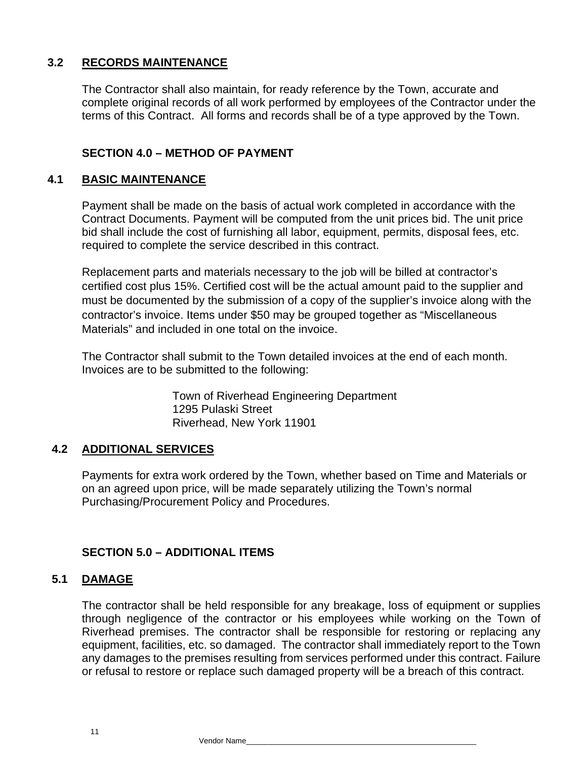### 3.2 RECORDS MAINTENANCE

The Contractor shall also maintain, for ready reference by the Town, accurate and complete original records of all work performed by employees of the Contractor under the terms of this Contract. All forms and records shall be of a type approved by the Town.

## SECTION 4.0 – METHOD OF PAYMENT

### 4.1 BASIC MAINTENANCE

Payment shall be made on the basis of actual work completed in accordance with the Contract Documents. Payment will be computed from the unit prices bid. The unit price bid shall include the cost of furnishing all labor, equipment, permits, disposal fees, etc. required to complete the service described in this contract.

Replacement parts and materials necessary to the job will be billed at contractor's certified cost plus 15%. Certified cost will be the actual amount paid to the supplier and must be documented by the submission of a copy of the supplier's invoice along with the contractor's invoice. Items under $50 may be grouped together as "Miscellaneous Materials" and included in one total on the invoice.

The Contractor shall submit to the Town detailed invoices at the end of each month. Invoices are to be submitted to the following:

Town of Riverhead Engineering Department
1295 Pulaski Street
Riverhead, New York 11901

### 4.2 ADDITIONAL SERVICES

Payments for extra work ordered by the Town, whether based on Time and Materials or on an agreed upon price, will be made separately utilizing the Town's normal Purchasing/Procurement Policy and Procedures.

## SECTION 5.0 – ADDITIONAL ITEMS

### 5.1 DAMAGE

The contractor shall be held responsible for any breakage, loss of equipment or supplies through negligence of the contractor or his employees while working on the Town of Riverhead premises. The contractor shall be responsible for restoring or replacing any equipment, facilities, etc. so damaged. The contractor shall immediately report to the Town any damages to the premises resulting from services performed under this contract. Failure or refusal to restore or replace such damaged property will be a breach of this contract.

Vendor Name___________________________________________________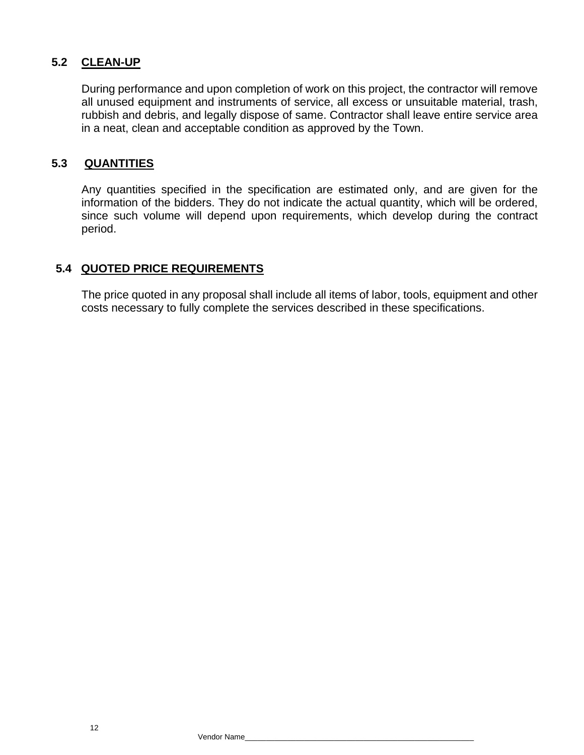### 5.2 CLEAN-UP

During performance and upon completion of work on this project, the contractor will remove all unused equipment and instruments of service, all excess or unsuitable material, trash, rubbish and debris, and legally dispose of same. Contractor shall leave entire service area in a neat, clean and acceptable condition as approved by the Town.

### 5.3 QUANTITIES

Any quantities specified in the specification are estimated only, and are given for the information of the bidders. They do not indicate the actual quantity, which will be ordered, since such volume will depend upon requirements, which develop during the contract period.

### 5.4 QUOTED PRICE REQUIREMENTS

The price quoted in any proposal shall include all items of labor, tools, equipment and other costs necessary to fully complete the services described in these specifications.

Vendor Name_____________________________________________________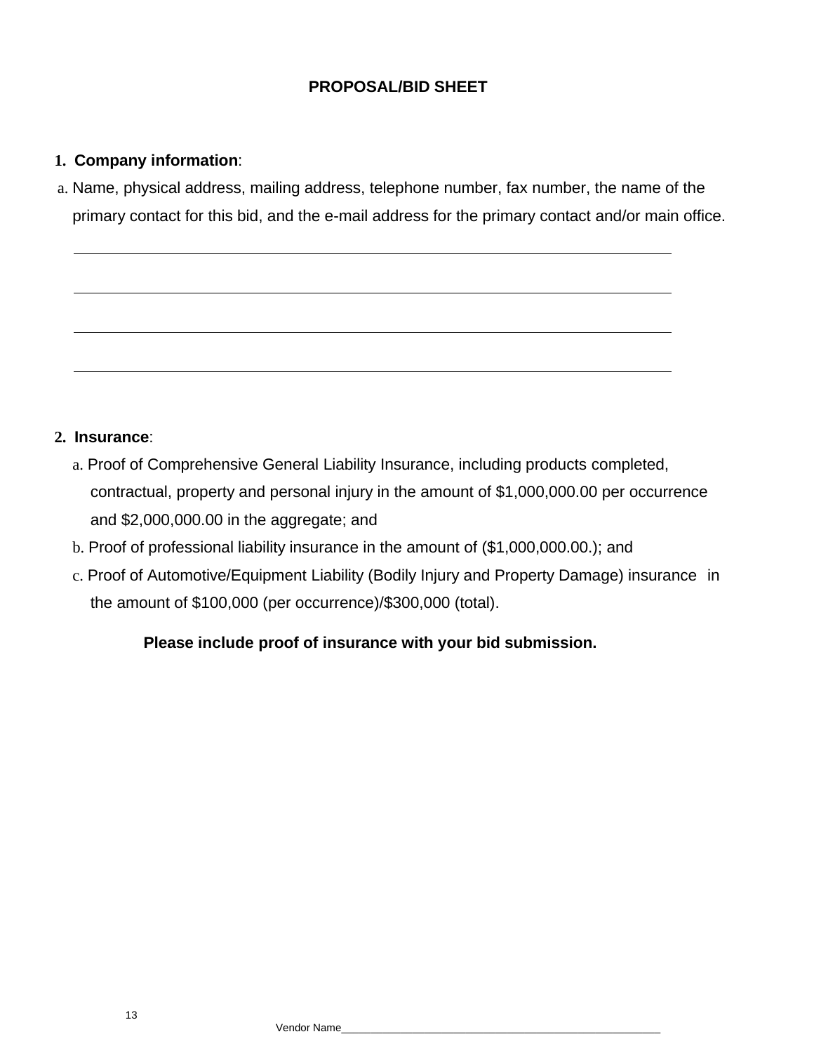# PROPOSAL/BID SHEET

1. **Company information**:

a. Name, physical address, mailing address, telephone number, fax number, the name of the primary contact for this bid, and the e-mail address for the primary contact and/or main office.

______________________________________________________________________________

______________________________________________________________________________

______________________________________________________________________________

______________________________________________________________________________

2. **Insurance**:

a. Proof of Comprehensive General Liability Insurance, including products completed, contractual, property and personal injury in the amount of $1,000,000.00 per occurrence and $2,000,000.00 in the aggregate; and

b. Proof of professional liability insurance in the amount of ($1,000,000.00.); and

c. Proof of Automotive/Equipment Liability (Bodily Injury and Property Damage) insurance in the amount of $100,000 (per occurrence)/$300,000 (total).

**Please include proof of insurance with your bid submission.**

Vendor Name______________________________________________________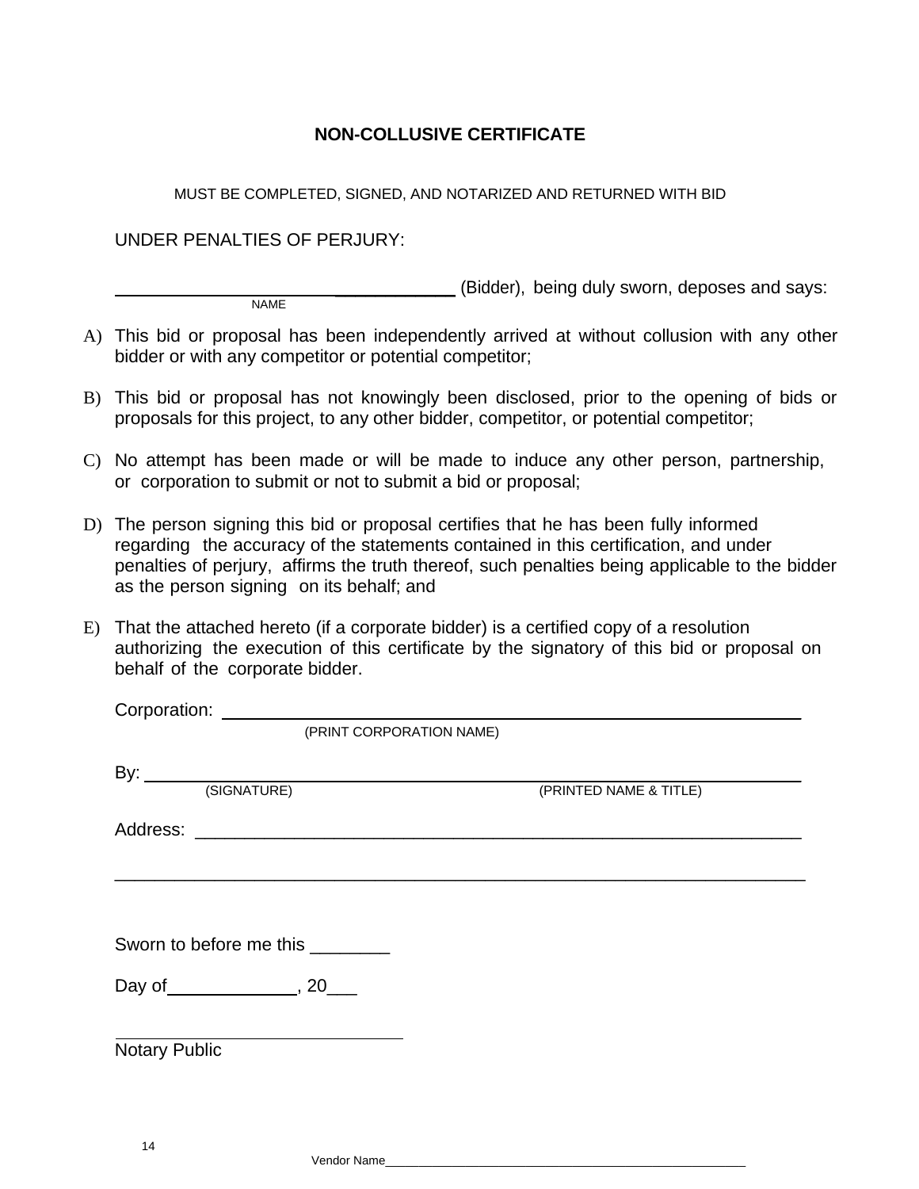# NON-COLLUSIVE CERTIFICATE

MUST BE COMPLETED, SIGNED, AND NOTARIZED AND RETURNED WITH BID

UNDER PENALTIES OF PERJURY:

___________________________________ (Bidder), being duly sworn, deposes and says:
NAME

A) This bid or proposal has been independently arrived at without collusion with any other bidder or with any competitor or potential competitor;

B) This bid or proposal has not knowingly been disclosed, prior to the opening of bids or proposals for this project, to any other bidder, competitor, or potential competitor;

C) No attempt has been made or will be made to induce any other person, partnership, or corporation to submit or not to submit a bid or proposal;

D) The person signing this bid or proposal certifies that he has been fully informed regarding the accuracy of the statements contained in this certification, and under penalties of perjury, affirms the truth thereof, such penalties being applicable to the bidder as the person signing on its behalf; and

E) That the attached hereto (if a corporate bidder) is a certified copy of a resolution authorizing the execution of this certificate by the signatory of this bid or proposal on behalf of the corporate bidder.

Corporation: ___________________________________________________________
(PRINT CORPORATION NAME)

By: ___________________________________________________________________
(SIGNATURE) (PRINTED NAME & TITLE)

Address: ______________________________________________________________

_____________________________________________________________________

Sworn to before me this ________

Day of_____________, 20___

_______________________________
Notary Public

Vendor Name_____________________________________________________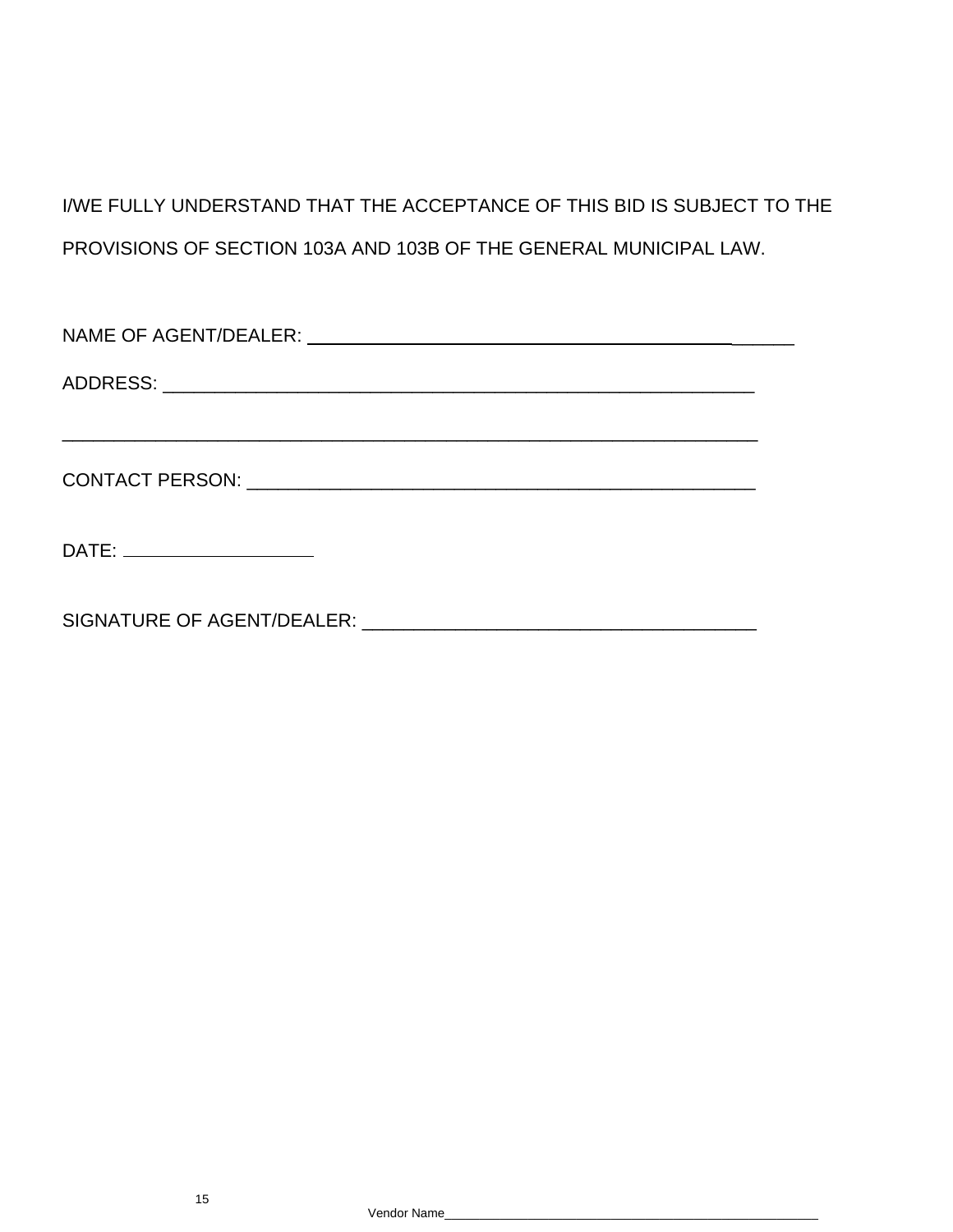I/WE FULLY UNDERSTAND THAT THE ACCEPTANCE OF THIS BID IS SUBJECT TO THE PROVISIONS OF SECTION 103A AND 103B OF THE GENERAL MUNICIPAL LAW.

NAME OF AGENT/DEALER: ______________________________________________

ADDRESS: ______________________________________________________________

______________________________________________________________________

CONTACT PERSON: _______________________________________________________

DATE: ___________________

SIGNATURE OF AGENT/DEALER: ____________________________________________

Vendor Name_____________________________________________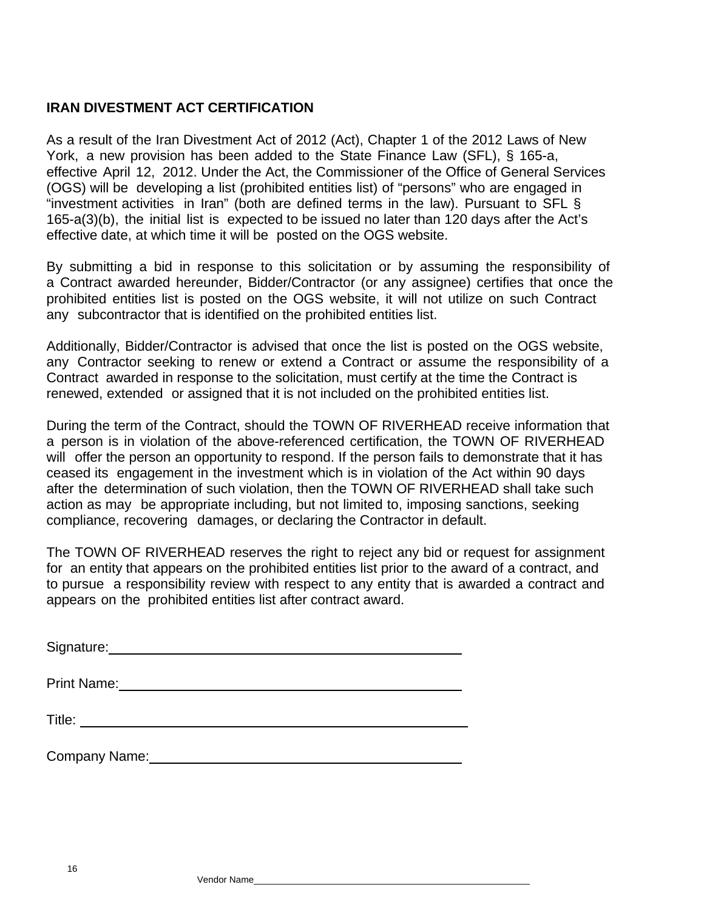## IRAN DIVESTMENT ACT CERTIFICATION

As a result of the Iran Divestment Act of 2012 (Act), Chapter 1 of the 2012 Laws of New York, a new provision has been added to the State Finance Law (SFL), § 165-a, effective April 12, 2012. Under the Act, the Commissioner of the Office of General Services (OGS) will be developing a list (prohibited entities list) of "persons" who are engaged in "investment activities in Iran" (both are defined terms in the law). Pursuant to SFL § 165-a(3)(b), the initial list is expected to be issued no later than 120 days after the Act's effective date, at which time it will be posted on the OGS website.

By submitting a bid in response to this solicitation or by assuming the responsibility of a Contract awarded hereunder, Bidder/Contractor (or any assignee) certifies that once the prohibited entities list is posted on the OGS website, it will not utilize on such Contract any subcontractor that is identified on the prohibited entities list.

Additionally, Bidder/Contractor is advised that once the list is posted on the OGS website, any Contractor seeking to renew or extend a Contract or assume the responsibility of a Contract awarded in response to the solicitation, must certify at the time the Contract is renewed, extended or assigned that it is not included on the prohibited entities list.

During the term of the Contract, should the TOWN OF RIVERHEAD receive information that a person is in violation of the above-referenced certification, the TOWN OF RIVERHEAD will offer the person an opportunity to respond. If the person fails to demonstrate that it has ceased its engagement in the investment which is in violation of the Act within 90 days after the determination of such violation, then the TOWN OF RIVERHEAD shall take such action as may be appropriate including, but not limited to, imposing sanctions, seeking compliance, recovering damages, or declaring the Contractor in default.

The TOWN OF RIVERHEAD reserves the right to reject any bid or request for assignment for an entity that appears on the prohibited entities list prior to the award of a contract, and to pursue a responsibility review with respect to any entity that is awarded a contract and appears on the prohibited entities list after contract award.

Signature:\_\_\_\_\_\_\_\_\_\_\_\_\_\_\_\_\_\_\_\_\_\_\_\_\_\_\_\_\_\_\_\_\_\_\_\_\_\_\_\_

Print Name:\_\_\_\_\_\_\_\_\_\_\_\_\_\_\_\_\_\_\_\_\_\_\_\_\_\_\_\_\_\_\_\_\_\_\_\_\_\_

Title: \_\_\_\_\_\_\_\_\_\_\_\_\_\_\_\_\_\_\_\_\_\_\_\_\_\_\_\_\_\_\_\_\_\_\_\_\_\_\_\_\_\_\_\_

Company Name:\_\_\_\_\_\_\_\_\_\_\_\_\_\_\_\_\_\_\_\_\_\_\_\_\_\_\_\_\_\_\_\_\_\_\_

Vendor Name\_\_\_\_\_\_\_\_\_\_\_\_\_\_\_\_\_\_\_\_\_\_\_\_\_\_\_\_\_\_\_\_\_\_\_\_\_\_\_\_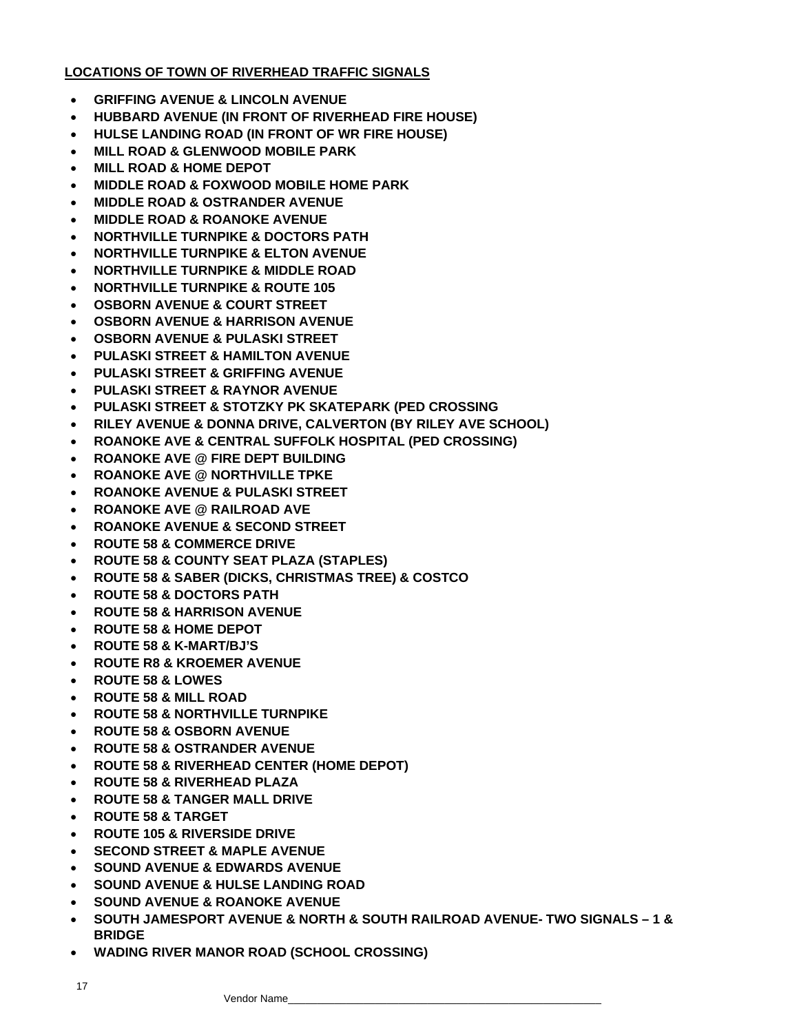**LOCATIONS OF TOWN OF RIVERHEAD TRAFFIC SIGNALS**

- **GRIFFING AVENUE & LINCOLN AVENUE**
- **HUBBARD AVENUE (IN FRONT OF RIVERHEAD FIRE HOUSE)**
- **HULSE LANDING ROAD (IN FRONT OF WR FIRE HOUSE)**
- **MILL ROAD & GLENWOOD MOBILE PARK**
- **MILL ROAD & HOME DEPOT**
- **MIDDLE ROAD & FOXWOOD MOBILE HOME PARK**
- **MIDDLE ROAD & OSTRANDER AVENUE**
- **MIDDLE ROAD & ROANOKE AVENUE**
- **NORTHVILLE TURNPIKE & DOCTORS PATH**
- **NORTHVILLE TURNPIKE & ELTON AVENUE**
- **NORTHVILLE TURNPIKE & MIDDLE ROAD**
- **NORTHVILLE TURNPIKE & ROUTE 105**
- **OSBORN AVENUE & COURT STREET**
- **OSBORN AVENUE & HARRISON AVENUE**
- **OSBORN AVENUE & PULASKI STREET**
- **PULASKI STREET & HAMILTON AVENUE**
- **PULASKI STREET & GRIFFING AVENUE**
- **PULASKI STREET & RAYNOR AVENUE**
- **PULASKI STREET & STOTZKY PK SKATEPARK (PED CROSSING**
- **RILEY AVENUE & DONNA DRIVE, CALVERTON (BY RILEY AVE SCHOOL)**
- **ROANOKE AVE & CENTRAL SUFFOLK HOSPITAL (PED CROSSING)**
- **ROANOKE AVE @ FIRE DEPT BUILDING**
- **ROANOKE AVE @ NORTHVILLE TPKE**
- **ROANOKE AVENUE & PULASKI STREET**
- **ROANOKE AVE @ RAILROAD AVE**
- **ROANOKE AVENUE & SECOND STREET**
- **ROUTE 58 & COMMERCE DRIVE**
- **ROUTE 58 & COUNTY SEAT PLAZA (STAPLES)**
- **ROUTE 58 & SABER (DICKS, CHRISTMAS TREE) & COSTCO**
- **ROUTE 58 & DOCTORS PATH**
- **ROUTE 58 & HARRISON AVENUE**
- **ROUTE 58 & HOME DEPOT**
- **ROUTE 58 & K-MART/BJ'S**
- **ROUTE R8 & KROEMER AVENUE**
- **ROUTE 58 & LOWES**
- **ROUTE 58 & MILL ROAD**
- **ROUTE 58 & NORTHVILLE TURNPIKE**
- **ROUTE 58 & OSBORN AVENUE**
- **ROUTE 58 & OSTRANDER AVENUE**
- **ROUTE 58 & RIVERHEAD CENTER (HOME DEPOT)**
- **ROUTE 58 & RIVERHEAD PLAZA**
- **ROUTE 58 & TANGER MALL DRIVE**
- **ROUTE 58 & TARGET**
- **ROUTE 105 & RIVERSIDE DRIVE**
- **SECOND STREET & MAPLE AVENUE**
- **SOUND AVENUE & EDWARDS AVENUE**
- **SOUND AVENUE & HULSE LANDING ROAD**
- **SOUND AVENUE & ROANOKE AVENUE**
- **SOUTH JAMESPORT AVENUE & NORTH & SOUTH RAILROAD AVENUE- TWO SIGNALS – 1 & BRIDGE**
- **WADING RIVER MANOR ROAD (SCHOOL CROSSING)**

Vendor Name_______________________________________________________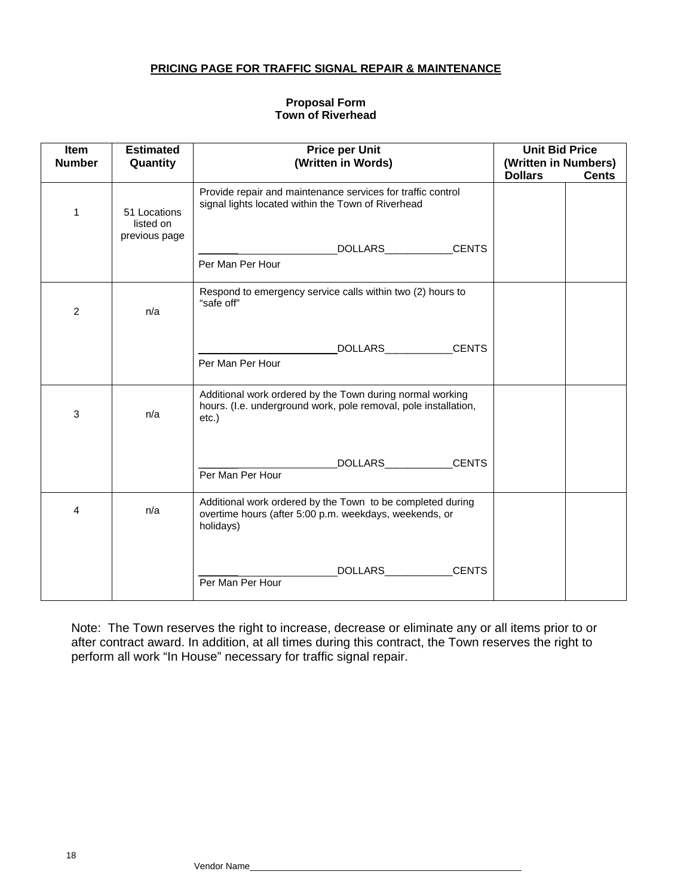**PRICING PAGE FOR TRAFFIC SIGNAL REPAIR & MAINTENANCE**

**Proposal Form**
**Town of Riverhead**

| Item Number | Estimated Quantity | Price per Unit (Written in Words) | Unit Bid Price (Written in Numbers) | |
|---|---|---|---|---|
| | | | Dollars | Cents |
| 1 | 51 Locations listed on previous page | Provide repair and maintenance services for traffic control signal lights located within the Town of Riverhead<br><br>\_\_\_\_\_\_\_\_\_\_\_\_\_\_\_\_\_\_\_\_\_\_\_\_DOLLARS\_\_\_\_\_\_\_\_\_\_\_\_CENTS<br>Per Man Per Hour | | |
| 2 | n/a | Respond to emergency service calls within two (2) hours to "safe off"<br><br>\_\_\_\_\_\_\_\_\_\_\_\_\_\_\_\_\_\_\_\_\_\_\_\_DOLLARS\_\_\_\_\_\_\_\_\_\_\_\_CENTS<br>Per Man Per Hour | | |
| 3 | n/a | Additional work ordered by the Town during normal working hours. (I.e. underground work, pole removal, pole installation, etc.)<br><br>\_\_\_\_\_\_\_\_\_\_\_\_\_\_\_\_\_\_\_\_\_\_\_\_DOLLARS\_\_\_\_\_\_\_\_\_\_\_\_CENTS<br>Per Man Per Hour | | |
| 4 | n/a | Additional work ordered by the Town to be completed during overtime hours (after 5:00 p.m. weekdays, weekends, or holidays)<br><br>\_\_\_\_\_\_\_\_\_\_\_\_\_\_\_\_\_\_\_\_\_\_\_\_DOLLARS\_\_\_\_\_\_\_\_\_\_\_\_CENTS<br>Per Man Per Hour | | |

Note: The Town reserves the right to increase, decrease or eliminate any or all items prior to or after contract award. In addition, at all times during this contract, the Town reserves the right to perform all work "In House" necessary for traffic signal repair.

Vendor Name\_\_\_\_\_\_\_\_\_\_\_\_\_\_\_\_\_\_\_\_\_\_\_\_\_\_\_\_\_\_\_\_\_\_\_\_\_\_\_\_\_\_\_\_\_\_\_\_\_\_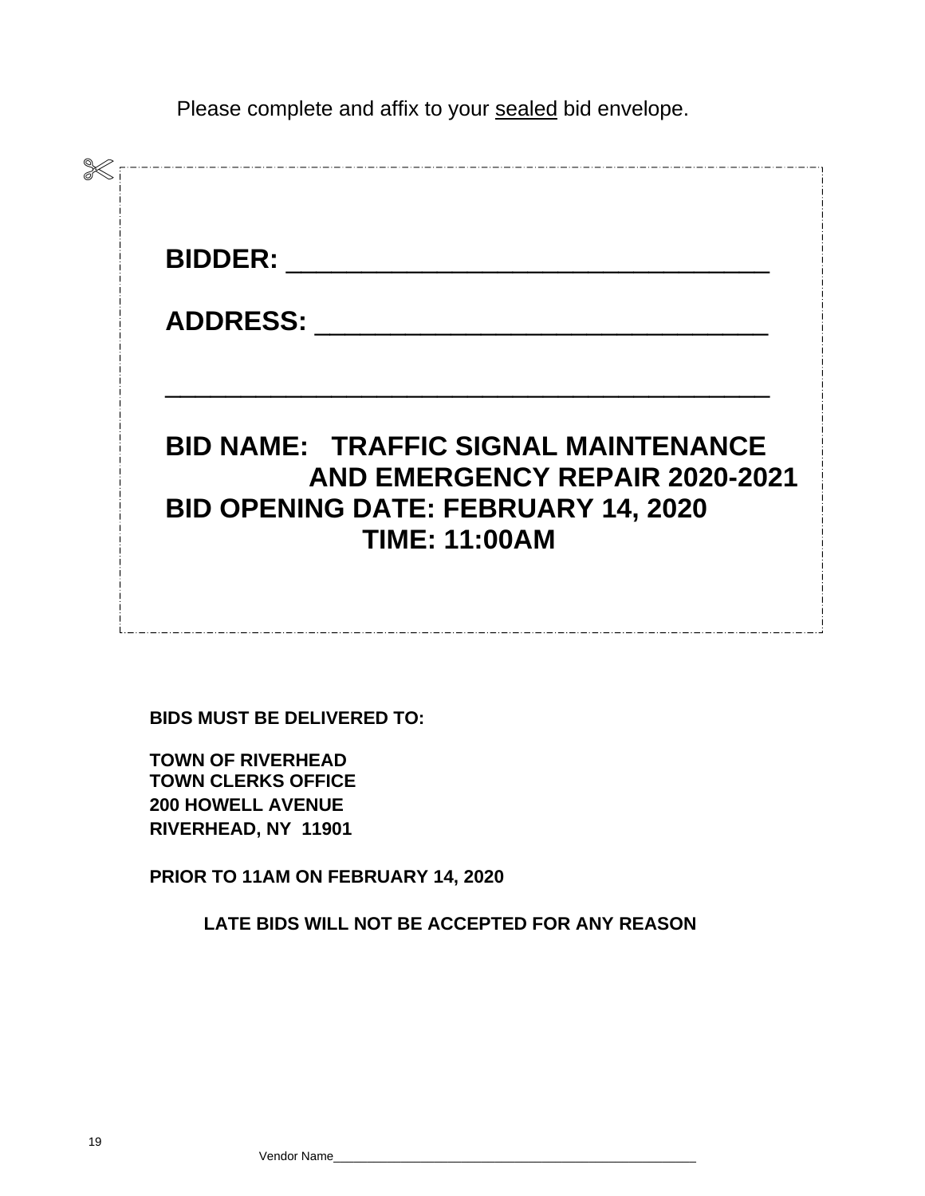Please complete and affix to your sealed bid envelope.

**BIDDER:** ________________________________

**ADDRESS:** ______________________________

________________________________________

**BID NAME: TRAFFIC SIGNAL MAINTENANCE AND EMERGENCY REPAIR 2020-2021**

**BID OPENING DATE: FEBRUARY 14, 2020**

**TIME: 11:00AM**

**BIDS MUST BE DELIVERED TO:**

**TOWN OF RIVERHEAD**
**TOWN CLERKS OFFICE**
**200 HOWELL AVENUE**
**RIVERHEAD, NY 11901**

**PRIOR TO 11AM ON FEBRUARY 14, 2020**

**LATE BIDS WILL NOT BE ACCEPTED FOR ANY REASON**

Vendor Name_______________________________________________